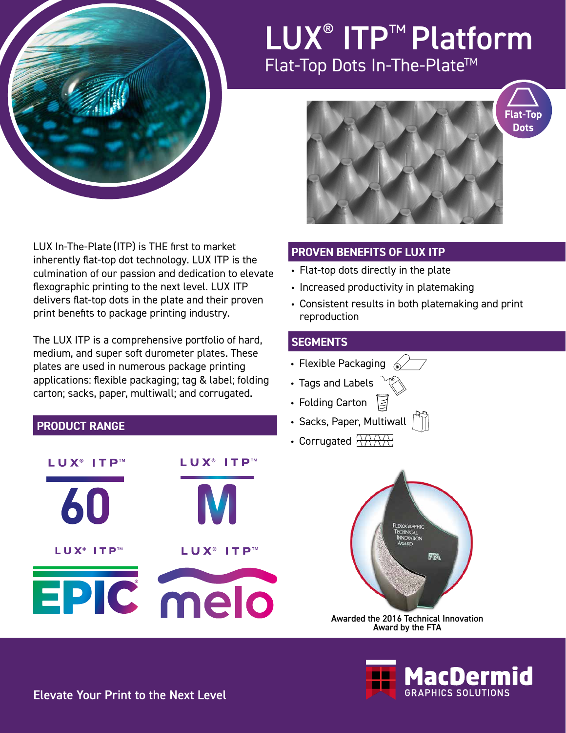# LUX® ITP™ Platform

## Flat-Top Dots In-The-Plate™

Flat-Top Dots

LUX In-The-Plate (ITP) is THE first to market inherently flat-top dot technology. LUX ITP is the culmination of our passion and dedication to elevate flexographic printing to the next level. LUX ITP delivers flat-top dots in the plate and their proven print benefits to package printing industry.

The LUX ITP is a comprehensive portfolio of hard, medium, and super soft durometer plates. These plates are used in numerous package printing applications: flexible packaging; tag & label; folding carton; sacks, paper, multiwall; and corrugated.

## PRODUCT RANGE

LUX® ITP™ 60

LUX® ITP™ M

LUX® ITP™ EPIC®

LUX® ITP™ melo

## PROVEN BENEFITS OF LUX ITP

- Flat-top dots directly in the plate
- Increased productivity in platemaking
- Consistent results in both platemaking and print reproduction

## SEGMENTS

- Flexible Packaging
- Tags and Labels
- Folding Carton
- Sacks, Paper, Multiwall
- Corrugated

Awarded the 2016 Technical Innovation Award by the FTA

Elevate Your Print to the Next Level

MacDermid GRAPHICS SOLUTIONS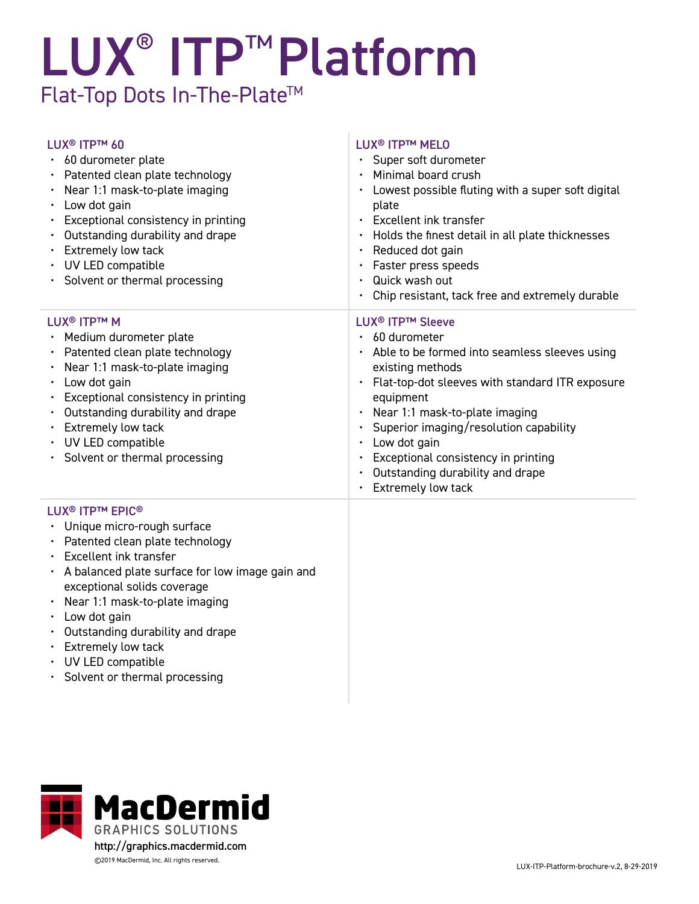# LUX® ITP™ Platform

## Flat-Top Dots In-The-Plate™

### LUX® ITP™ 60

- 60 durometer plate
- Patented clean plate technology
- Near 1:1 mask-to-plate imaging
- Low dot gain
- Exceptional consistency in printing
- Outstanding durability and drape
- Extremely low tack
- UV LED compatible
- Solvent or thermal processing

### LUX® ITP™ M

- Medium durometer plate
- Patented clean plate technology
- Near 1:1 mask-to-plate imaging
- Low dot gain
- Exceptional consistency in printing
- Outstanding durability and drape
- Extremely low tack
- UV LED compatible
- Solvent or thermal processing

### LUX® ITP™ EPIC®

- Unique micro-rough surface
- Patented clean plate technology
- Excellent ink transfer
- A balanced plate surface for low image gain and exceptional solids coverage
- Near 1:1 mask-to-plate imaging
- Low dot gain
- Outstanding durability and drape
- Extremely low tack
- UV LED compatible
- Solvent or thermal processing

### LUX® ITP™ MELO

- Super soft durometer
- Minimal board crush
- Lowest possible fluting with a super soft digital plate
- Excellent ink transfer
- Holds the finest detail in all plate thicknesses
- Reduced dot gain
- Faster press speeds
- Quick wash out
- Chip resistant, tack free and extremely durable

### LUX® ITP™ Sleeve

- 60 durometer
- Able to be formed into seamless sleeves using existing methods
- Flat-top-dot sleeves with standard ITR exposure equipment
- Near 1:1 mask-to-plate imaging
- Superior imaging/resolution capability
- Low dot gain
- Exceptional consistency in printing
- Outstanding durability and drape
- Extremely low tack

MacDermid
GRAPHICS SOLUTIONS
http://graphics.macdermid.com
©2019 MacDermid, Inc. All rights reserved.

LUX-ITP-Platform-brochure-v.2, 8-29-2019